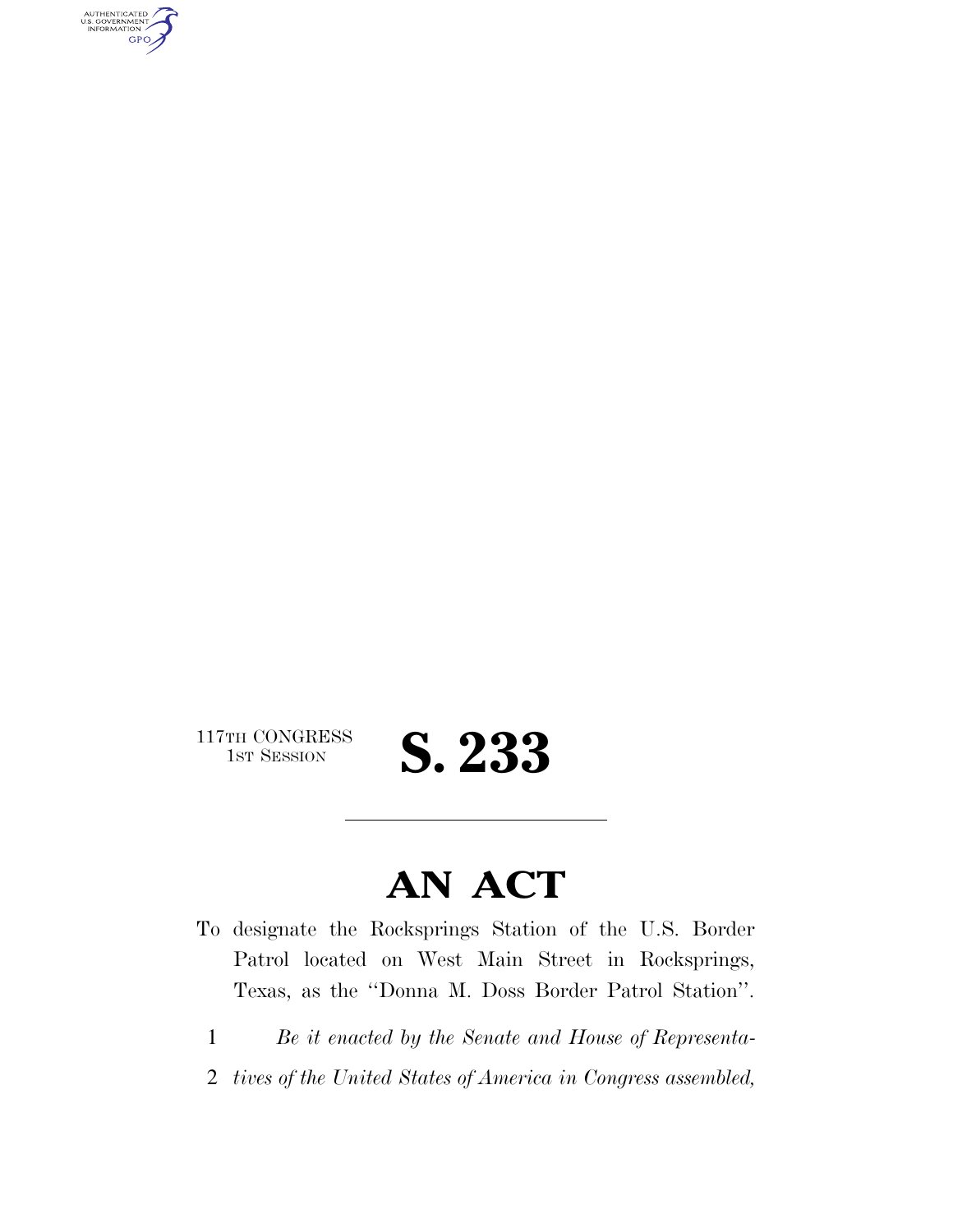117TH CONGRESS
1ST SESSION

# S. 233

---

# AN ACT

To designate the Rocksprings Station of the U.S. Border Patrol located on West Main Street in Rocksprings, Texas, as the "Donna M. Doss Border Patrol Station".

1 *Be it enacted by the Senate and House of Representa-*
2 *tives of the United States of America in Congress assembled,*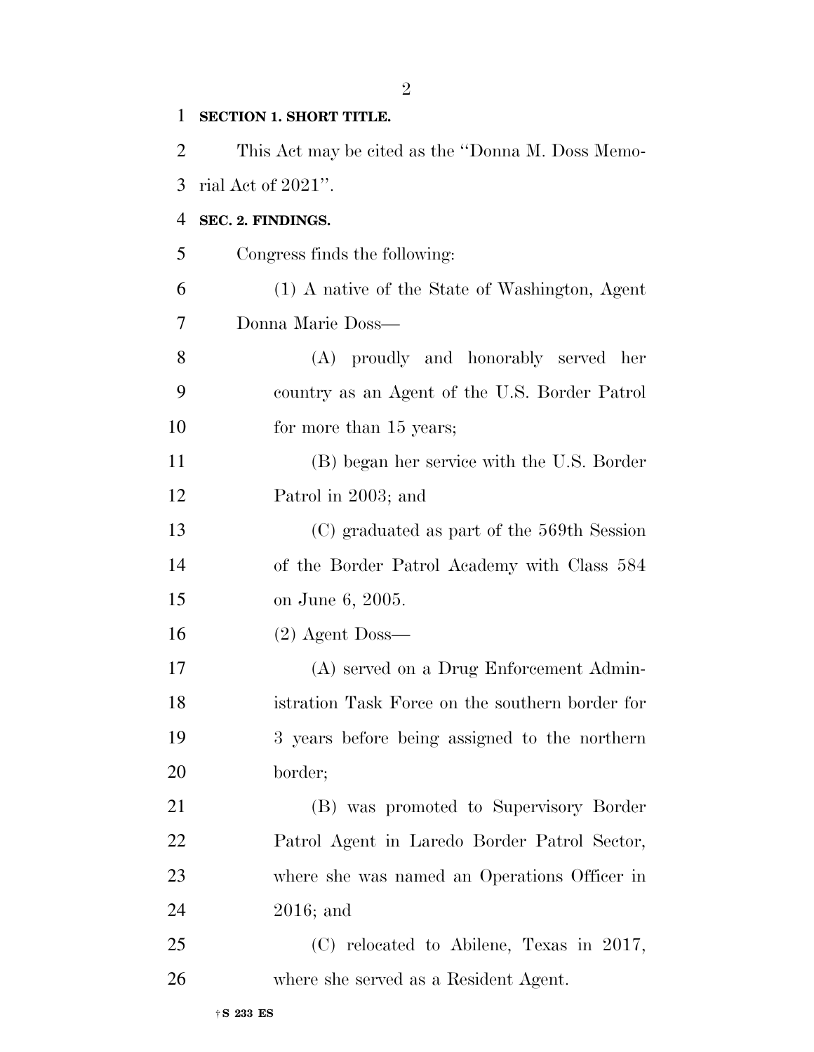**SECTION 1. SHORT TITLE.**

This Act may be cited as the ''Donna M. Doss Memorial Act of 2021''.

**SEC. 2. FINDINGS.**

Congress finds the following:

(1) A native of the State of Washington, Agent Donna Marie Doss—

(A) proudly and honorably served her country as an Agent of the U.S. Border Patrol for more than 15 years;

(B) began her service with the U.S. Border Patrol in 2003; and

(C) graduated as part of the 569th Session of the Border Patrol Academy with Class 584 on June 6, 2005.

(2) Agent Doss—

(A) served on a Drug Enforcement Administration Task Force on the southern border for 3 years before being assigned to the northern border;

(B) was promoted to Supervisory Border Patrol Agent in Laredo Border Patrol Sector, where she was named an Operations Officer in 2016; and

(C) relocated to Abilene, Texas in 2017, where she served as a Resident Agent.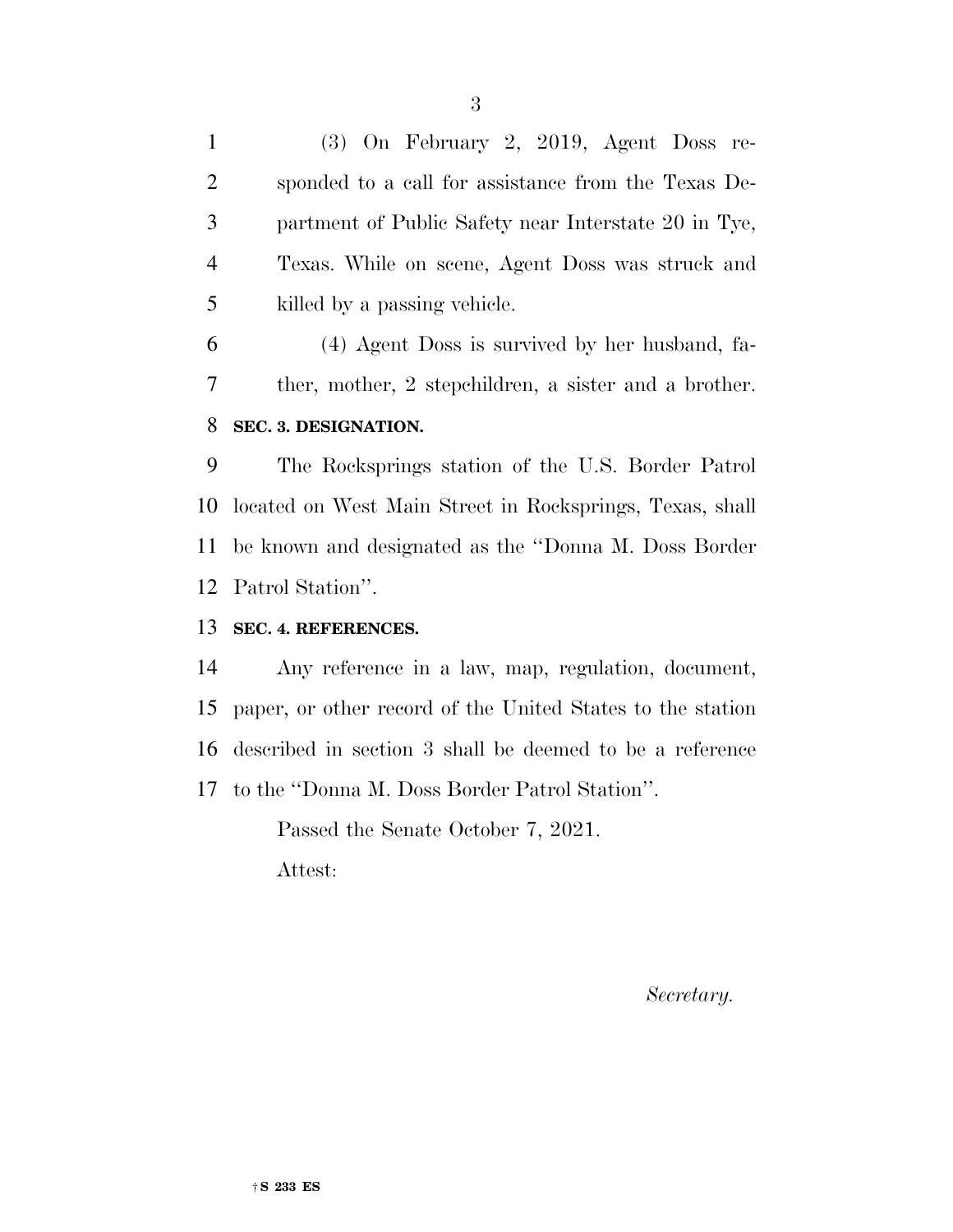(3) On February 2, 2019, Agent Doss responded to a call for assistance from the Texas Department of Public Safety near Interstate 20 in Tye, Texas. While on scene, Agent Doss was struck and killed by a passing vehicle.

(4) Agent Doss is survived by her husband, father, mother, 2 stepchildren, a sister and a brother.

**SEC. 3. DESIGNATION.**

The Rocksprings station of the U.S. Border Patrol located on West Main Street in Rocksprings, Texas, shall be known and designated as the ''Donna M. Doss Border Patrol Station''.

**SEC. 4. REFERENCES.**

Any reference in a law, map, regulation, document, paper, or other record of the United States to the station described in section 3 shall be deemed to be a reference to the ''Donna M. Doss Border Patrol Station''.

Passed the Senate October 7, 2021.

Attest:

*Secretary.*

†S 233 ES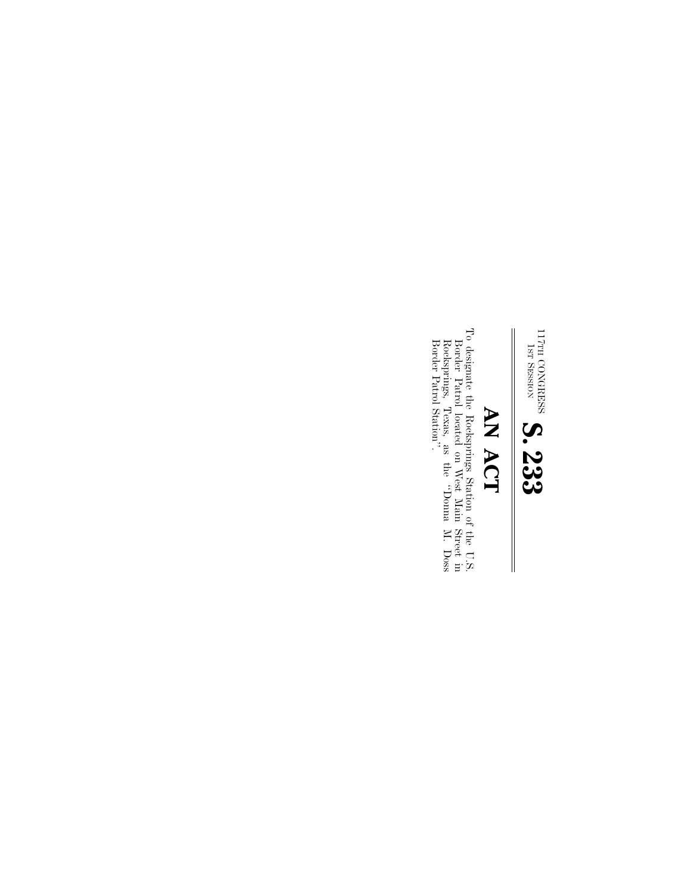117TH CONGRESS
1ST SESSION

# S. 233

# AN ACT

To designate the Rocksprings Station of the U.S. Border Patrol located on West Main Street in Rocksprings, Texas, as the "Donna M. Doss Border Patrol Station".